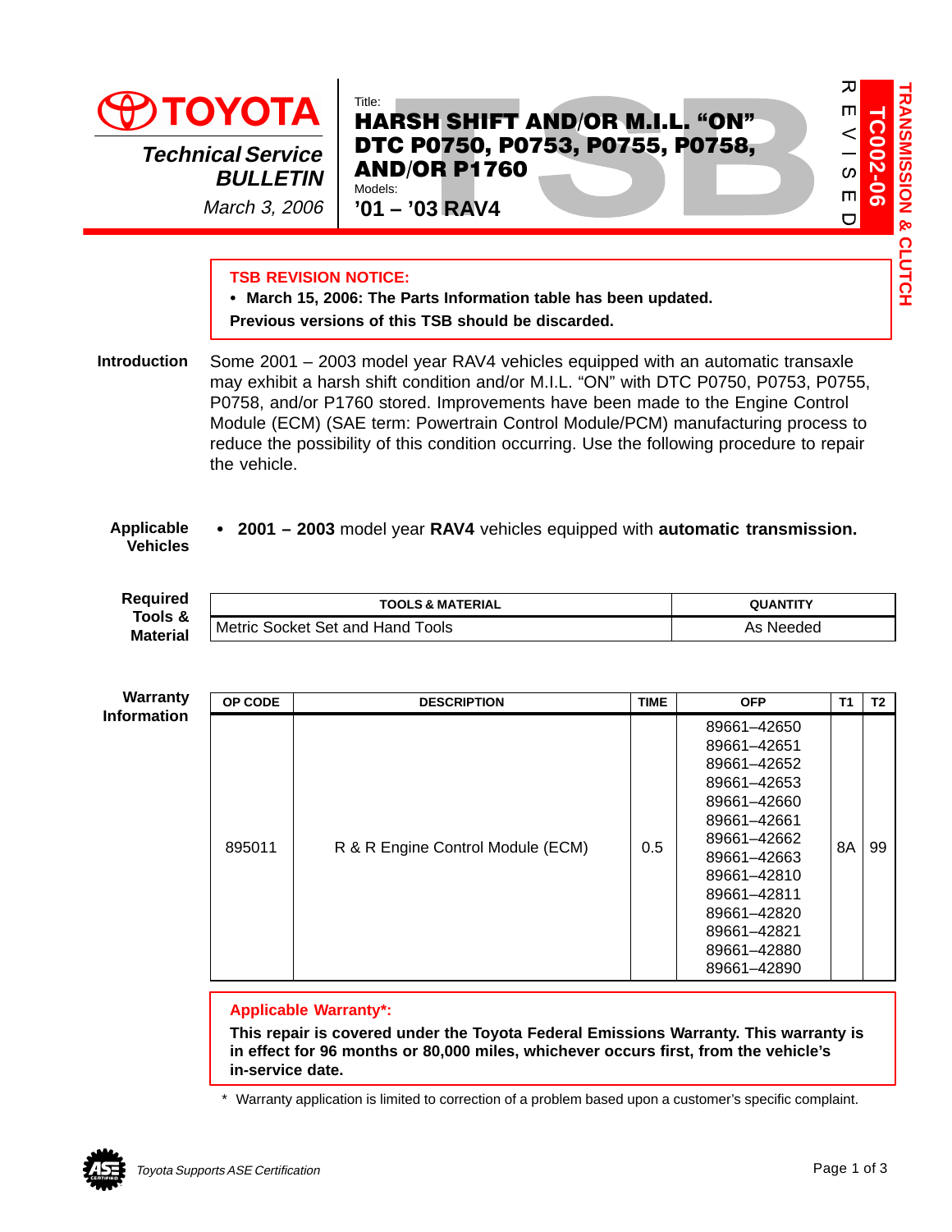**TOYOTA**

*Technical Service BULLETIN*

*March 3, 2006*

Title:

# HARSH SHIFT AND/OR M.I.L. "ON" DTC P0750, P0753, P0755, P0758, AND/OR P1760

Models:

**'01 – '03 RAV4**

**REVISED**

**TC002-06**

**TRANSMISSION & CLUTCH**

---

**TSB REVISION NOTICE:**

- **March 15, 2006: The Parts Information table has been updated.**

**Previous versions of this TSB should be discarded.**

## Introduction

Some 2001 – 2003 model year RAV4 vehicles equipped with an automatic transaxle may exhibit a harsh shift condition and/or M.I.L. "ON" with DTC P0750, P0753, P0755, P0758, and/or P1760 stored. Improvements have been made to the Engine Control Module (ECM) (SAE term: Powertrain Control Module/PCM) manufacturing process to reduce the possibility of this condition occurring. Use the following procedure to repair the vehicle.

## Applicable Vehicles

- **2001 – 2003** model year **RAV4** vehicles equipped with **automatic transmission.**

## Required Tools & Material

| TOOLS & MATERIAL | QUANTITY |
|---|---|
| Metric Socket Set and Hand Tools | As Needed |

## Warranty Information

| OP CODE | DESCRIPTION | TIME | OFP | T1 | T2 |
|---|---|---|---|---|---|
| 895011 | R & R Engine Control Module (ECM) | 0.5 | 89661–42650<br>89661–42651<br>89661–42652<br>89661–42653<br>89661–42660<br>89661–42661<br>89661–42662<br>89661–42663<br>89661–42810<br>89661–42811<br>89661–42820<br>89661–42821<br>89661–42880<br>89661–42890 | 8A | 99 |

**Applicable Warranty*:**

**This repair is covered under the Toyota Federal Emissions Warranty. This warranty is in effect for 96 months or 80,000 miles, whichever occurs first, from the vehicle's in-service date.**

\* Warranty application is limited to correction of a problem based upon a customer's specific complaint.

*Toyota Supports ASE Certification*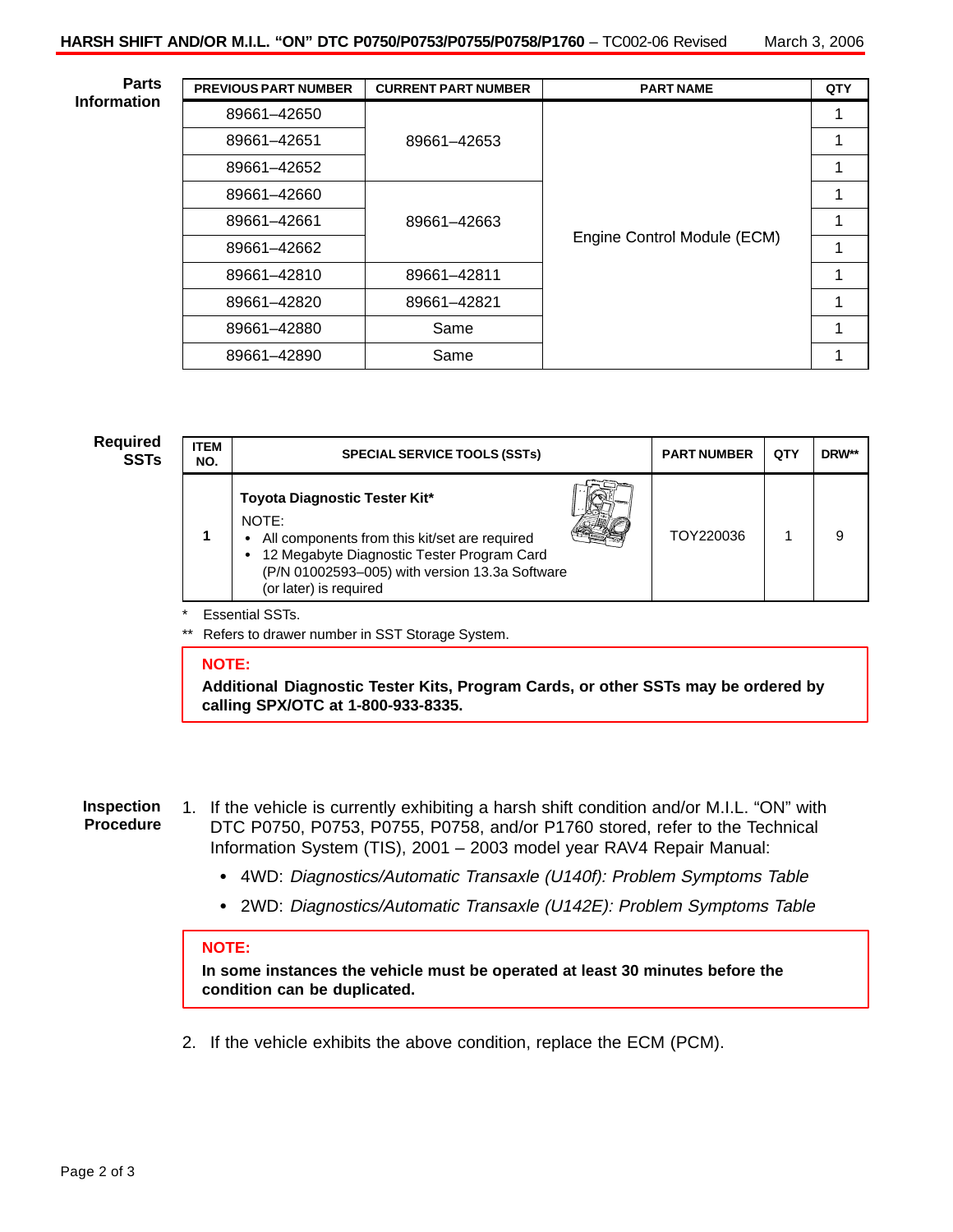## Parts Information

| PREVIOUS PART NUMBER | CURRENT PART NUMBER | PART NAME | QTY |
|---|---|---|---|
| 89661–42650 | 89661–42653 | Engine Control Module (ECM) | 1 |
| 89661–42651 | | | 1 |
| 89661–42652 | | | 1 |
| 89661–42660 | 89661–42663 | | 1 |
| 89661–42661 | | | 1 |
| 89661–42662 | | | 1 |
| 89661–42810 | 89661–42811 | | 1 |
| 89661–42820 | 89661–42821 | | 1 |
| 89661–42880 | Same | | 1 |
| 89661–42890 | Same | | 1 |

## Required SSTs

| ITEM NO. | SPECIAL SERVICE TOOLS (SSTs) | PART NUMBER | QTY | DRW** |
|---|---|---|---|---|
| 1 | **Toyota Diagnostic Tester Kit*** NOTE: • All components from this kit/set are required • 12 Megabyte Diagnostic Tester Program Card (P/N 01002593–005) with version 13.3a Software (or later) is required | TOY220036 | 1 | 9 |

\* Essential SSTs.

\** Refers to drawer number in SST Storage System.

> **NOTE:**
> **Additional Diagnostic Tester Kits, Program Cards, or other SSTs may be ordered by calling SPX/OTC at 1-800-933-8335.**

## Inspection Procedure

1. If the vehicle is currently exhibiting a harsh shift condition and/or M.I.L. "ON" with DTC P0750, P0753, P0755, P0758, and/or P1760 stored, refer to the Technical Information System (TIS), 2001 – 2003 model year RAV4 Repair Manual:
   - 4WD: *Diagnostics/Automatic Transaxle (U140f): Problem Symptoms Table*
   - 2WD: *Diagnostics/Automatic Transaxle (U142E): Problem Symptoms Table*

> **NOTE:**
> **In some instances the vehicle must be operated at least 30 minutes before the condition can be duplicated.**

2. If the vehicle exhibits the above condition, replace the ECM (PCM).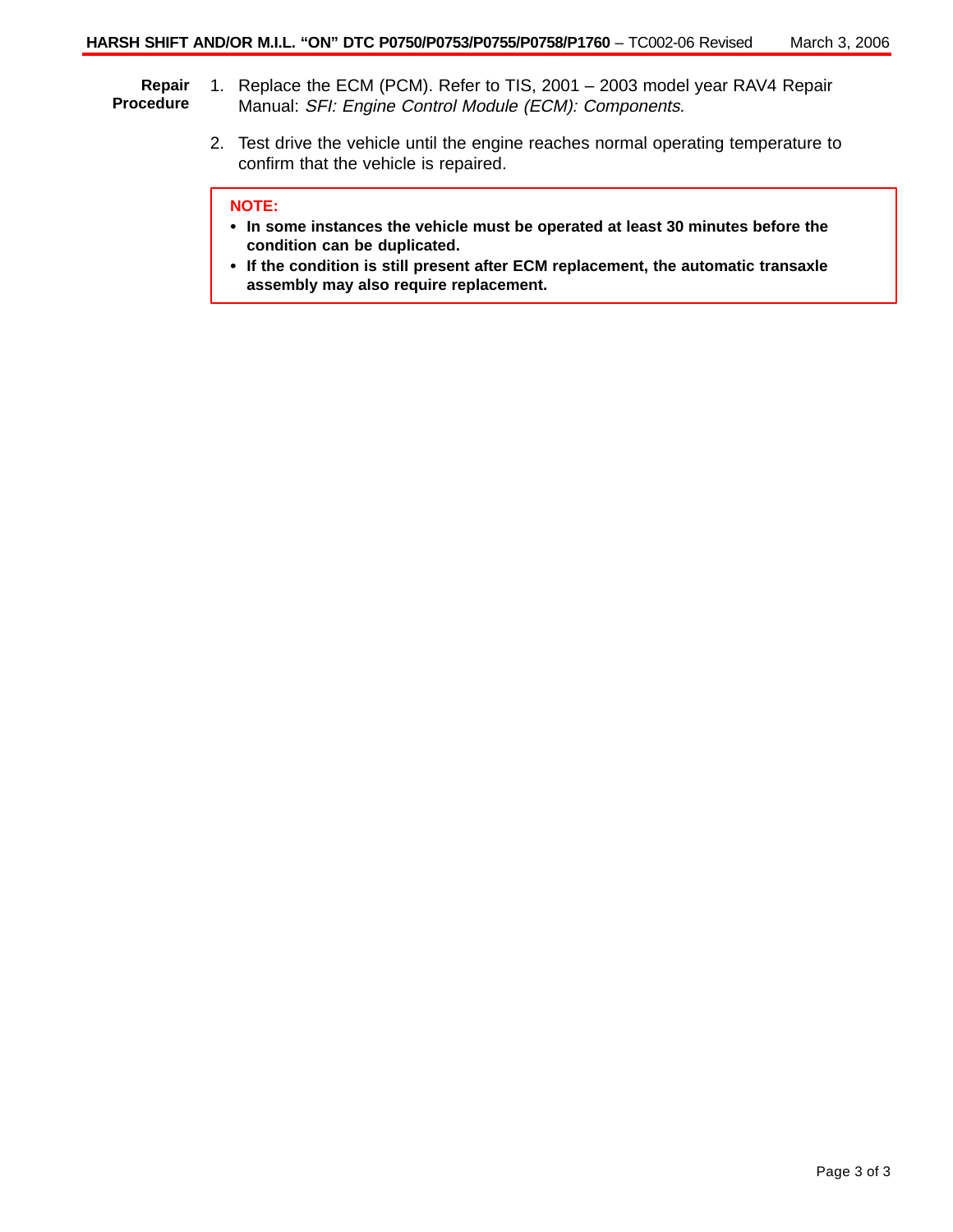**Repair Procedure**

1. Replace the ECM (PCM). Refer to TIS, 2001 – 2003 model year RAV4 Repair Manual: *SFI: Engine Control Module (ECM): Components.*

2. Test drive the vehicle until the engine reaches normal operating temperature to confirm that the vehicle is repaired.

> **NOTE:**
> - **In some instances the vehicle must be operated at least 30 minutes before the condition can be duplicated.**
> - **If the condition is still present after ECM replacement, the automatic transaxle assembly may also require replacement.**